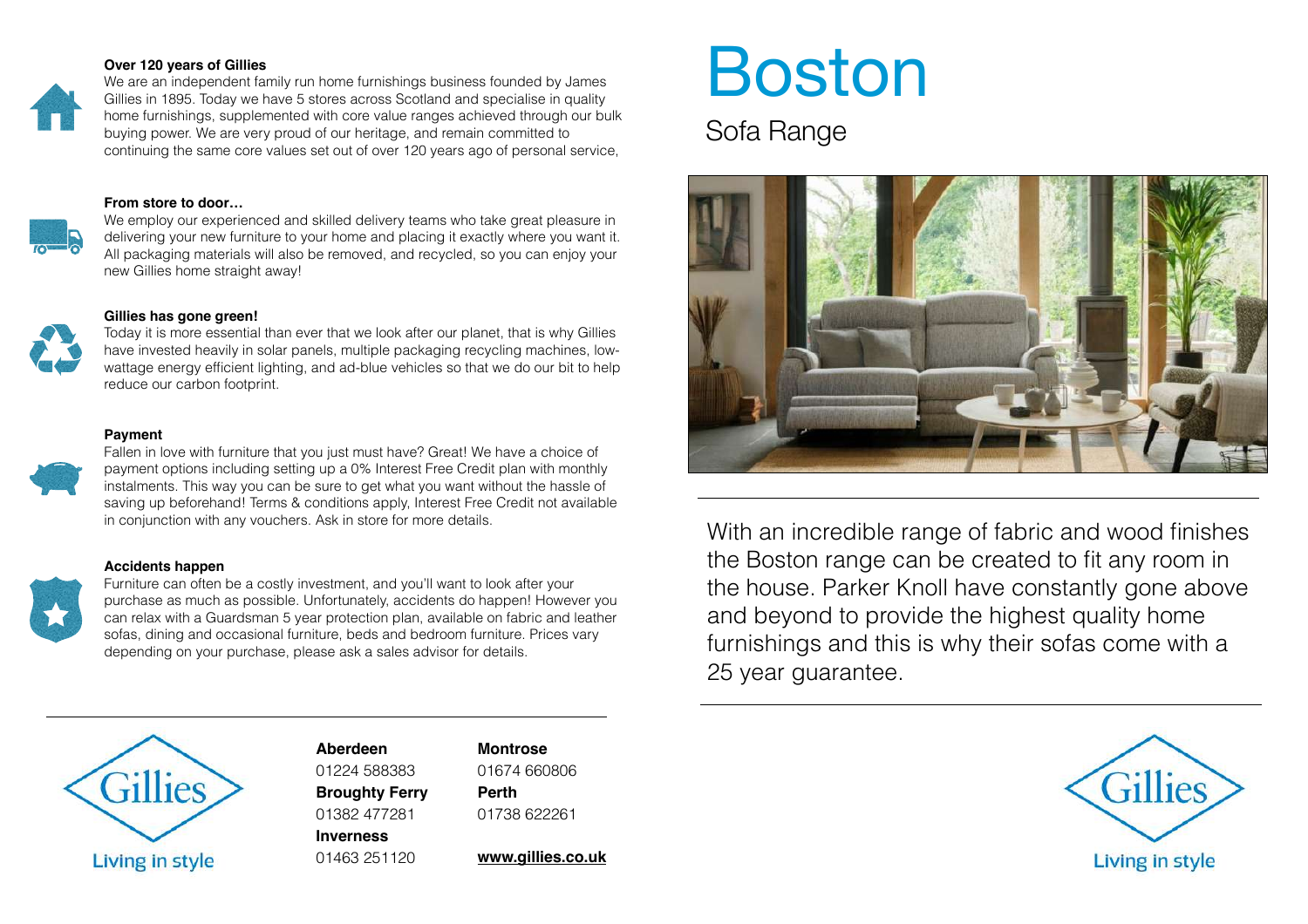**Over 120 years of Gillies**

We are an independent family run home furnishings business founded by James Gillies in 1895. Today we have 5 stores across Scotland and specialise in quality home furnishings, supplemented with core value ranges achieved through our bulk buying power. We are very proud of our heritage, and remain committed to continuing the same core values set out of over 120 years ago of personal service,

**From store to door…**

We employ our experienced and skilled delivery teams who take great pleasure in delivering your new furniture to your home and placing it exactly where you want it. All packaging materials will also be removed, and recycled, so you can enjoy your new Gillies home straight away!

**Gillies has gone green!**

Today it is more essential than ever that we look after our planet, that is why Gillies have invested heavily in solar panels, multiple packaging recycling machines, low-wattage energy efficient lighting, and ad-blue vehicles so that we do our bit to help reduce our carbon footprint.

**Payment**

Fallen in love with furniture that you just must have? Great! We have a choice of payment options including setting up a 0% Interest Free Credit plan with monthly instalments. This way you can be sure to get what you want without the hassle of saving up beforehand! Terms & conditions apply, Interest Free Credit not available in conjunction with any vouchers. Ask in store for more details.

**Accidents happen**

Furniture can often be a costly investment, and you'll want to look after your purchase as much as possible. Unfortunately, accidents do happen! However you can relax with a Guardsman 5 year protection plan, available on fabric and leather sofas, dining and occasional furniture, beds and bedroom furniture. Prices vary depending on your purchase, please ask a sales advisor for details.

Gillies
Living in style

**Aberdeen**
01224 588383
**Broughty Ferry**
01382 477281
**Inverness**
01463 251120

**Montrose**
01674 660806
**Perth**
01738 622261

**www.gillies.co.uk**

# Boston

## Sofa Range

With an incredible range of fabric and wood finishes the Boston range can be created to fit any room in the house. Parker Knoll have constantly gone above and beyond to provide the highest quality home furnishings and this is why their sofas come with a 25 year guarantee.

Gillies
Living in style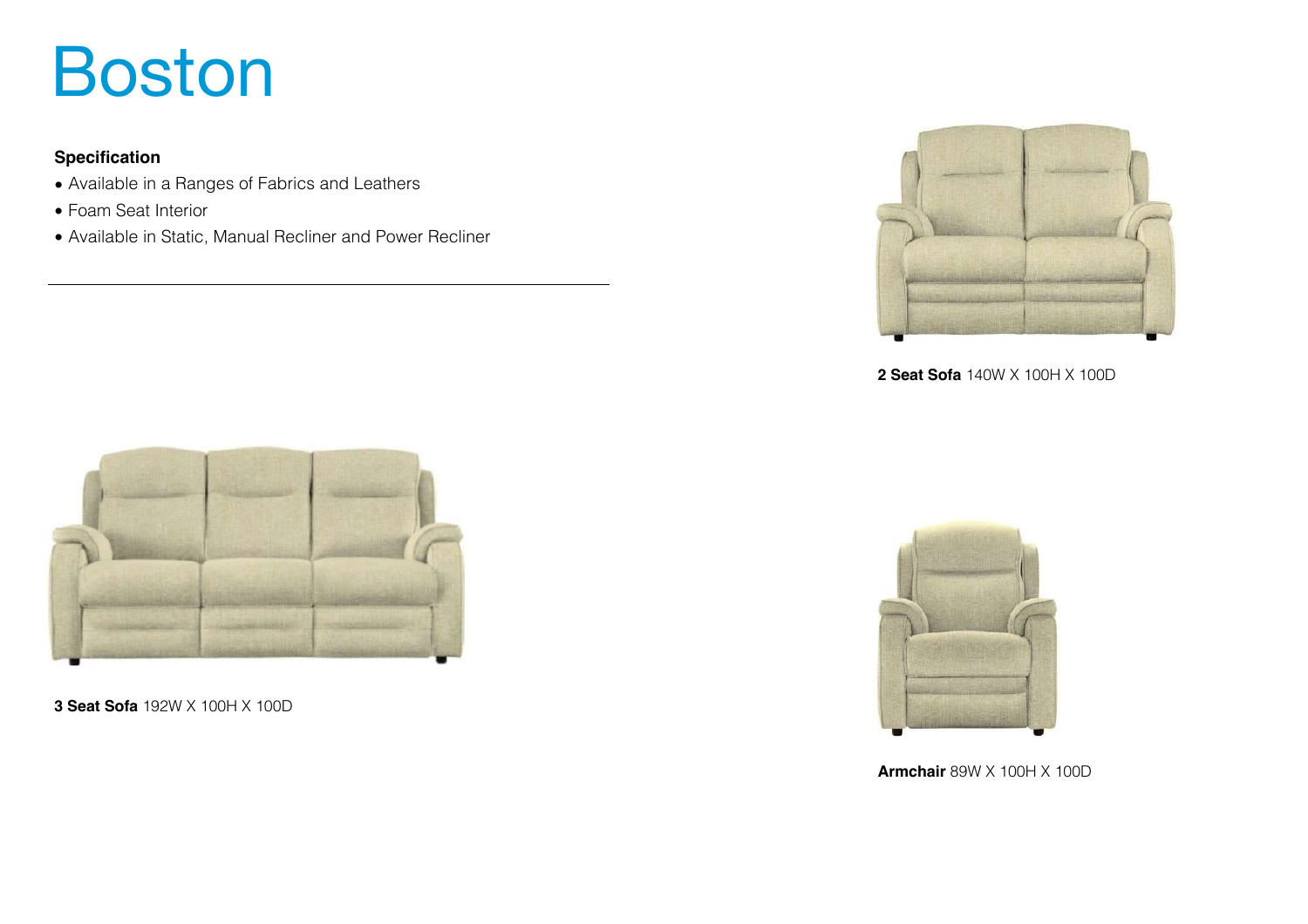# Boston

**Specification**

- Available in a Ranges of Fabrics and Leathers
- Foam Seat Interior
- Available in Static, Manual Recliner and Power Recliner

---

**2 Seat Sofa** 140W X 100H X 100D

**3 Seat Sofa** 192W X 100H X 100D

**Armchair** 89W X 100H X 100D